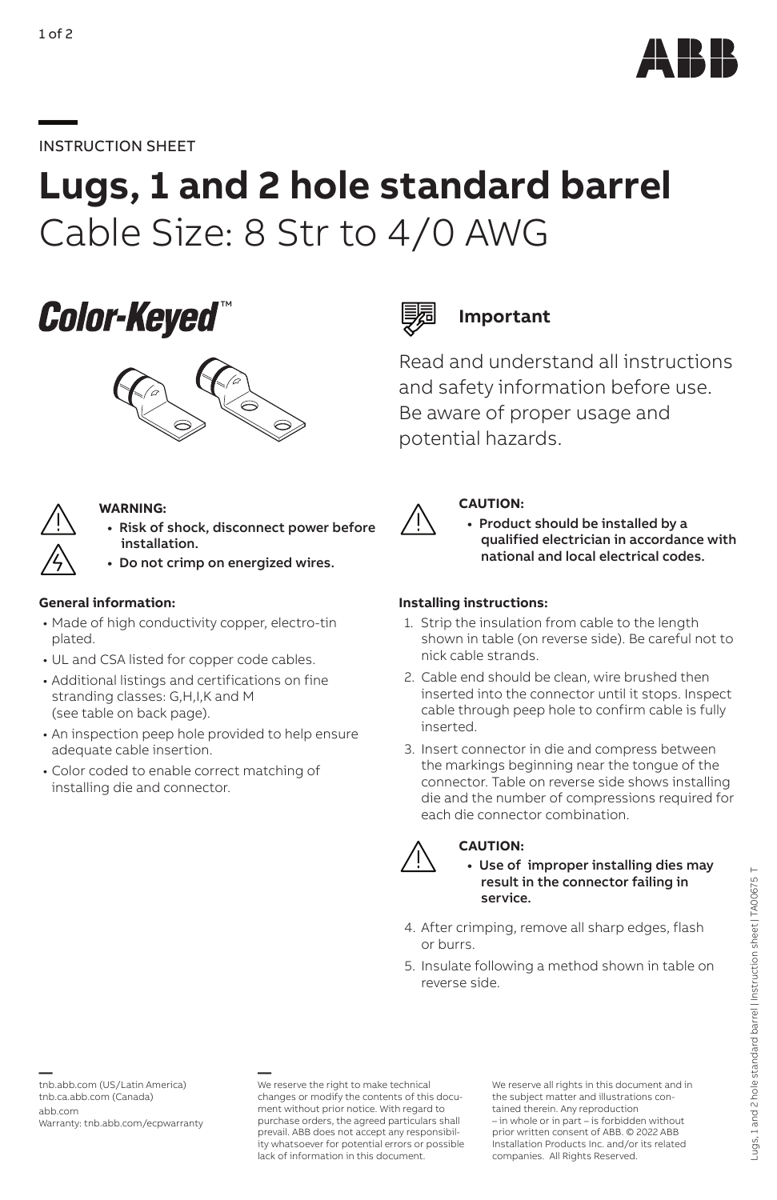INSTRUCTION SHEET

# Lugs, 1 and 2 hole standard barrel

## Cable Size: 8 Str to 4/0 AWG

**Color-Keyed™**

### Important

Read and understand all instructions and safety information before use. Be aware of proper usage and potential hazards.

**WARNING:**

- **Risk of shock, disconnect power before installation.**
- **Do not crimp on energized wires.**

**CAUTION:**

- **Product should be installed by a qualified electrician in accordance with national and local electrical codes.**

**General information:**

- Made of high conductivity copper, electro-tin plated.
- UL and CSA listed for copper code cables.
- Additional listings and certifications on fine stranding classes: G,H,I,K and M (see table on back page).
- An inspection peep hole provided to help ensure adequate cable insertion.
- Color coded to enable correct matching of installing die and connector.

**Installing instructions:**

1. Strip the insulation from cable to the length shown in table (on reverse side). Be careful not to nick cable strands.
2. Cable end should be clean, wire brushed then inserted into the connector until it stops. Inspect cable through peep hole to confirm cable is fully inserted.
3. Insert connector in die and compress between the markings beginning near the tongue of the connector. Table on reverse side shows installing die and the number of compressions required for each die connector combination.

**CAUTION:**

- **Use of improper installing dies may result in the connector failing in service.**

4. After crimping, remove all sharp edges, flash or burrs.
5. Insulate following a method shown in table on reverse side.

tnb.abb.com (US/Latin America)
tnb.ca.abb.com (Canada)
abb.com
Warranty: tnb.abb.com/ecpwarranty

We reserve the right to make technical changes or modify the contents of this document without prior notice. With regard to purchase orders, the agreed particulars shall prevail. ABB does not accept any responsibility whatsoever for potential errors or possible lack of information in this document.

We reserve all rights in this document and in the subject matter and illustrations contained therein. Any reproduction – in whole or in part – is forbidden without prior written consent of ABB. © 2022 ABB Installation Products Inc. and/or its related companies. All Rights Reserved.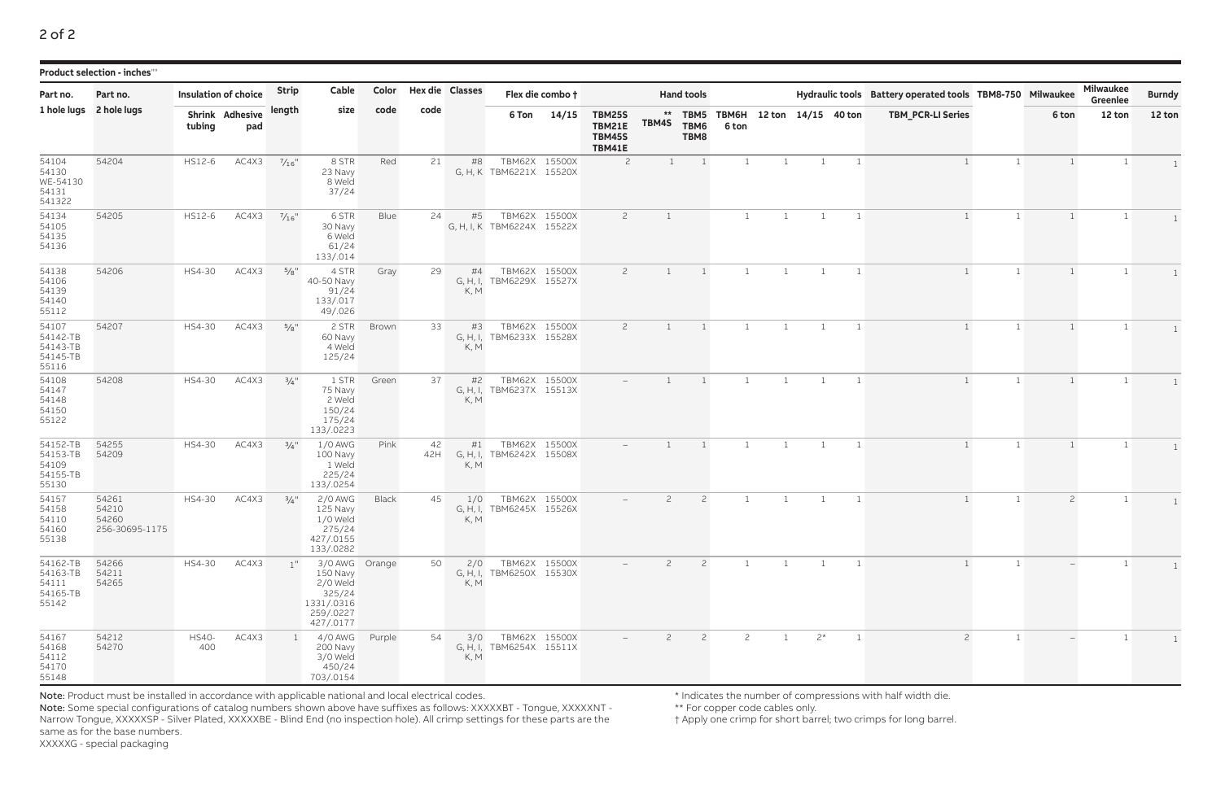**Product selection - inches**

| Part no. | Part no. | Insulation of choice | | Strip | Cable | Color | Hex die | Classes | Flex die combo † | | Hand tools | | | Hydraulic tools | | | | Battery operated tools | TBM8-750 | Milwaukee | Milwaukee Greenlee | Burndy |
|---|---|---|---|---|---|---|---|---|---|---|---|---|---|---|---|---|---|---|---|---|---|---|
| 1 hole lugs | 2 hole lugs | Shrink tubing | Adhesive pad | length | size | code | code | | 6 Ton | 14/15 | TBM25S TBM21E TBM45S TBM41E | ** TBM4S | TBM5 TBM6 TBM8 | TBM6H 6 ton | 12 ton | 14/15 | 40 ton | TBM_PCR-LI Series | | 6 ton | 12 ton | 12 ton |
| 54104 54130 WE-54130 54131 541322 | 54204 | HS12-6 | AC4X3 | 7/16" | 8 STR 23 Navy 8 Weld 37/24 | Red | 21 | #8 G, H, K | TBM62X TBM6221X | 15500X 15520X | 2 | 1 | 1 | 1 | 1 | 1 | 1 | 1 | 1 | 1 | 1 | 1 |
| 54134 54105 54135 54136 | 54205 | HS12-6 | AC4X3 | 7/16" | 6 STR 30 Navy 6 Weld 61/24 133/.014 | Blue | 24 | #5 G, H, I, K | TBM62X TBM6224X | 15500X 15522X | 2 | 1 | | 1 | 1 | 1 | 1 | 1 | 1 | 1 | 1 | 1 |
| 54138 54106 54139 54140 55112 | 54206 | HS4-30 | AC4X3 | 5/8" | 4 STR 40-50 Navy 91/24 133/.017 49/.026 | Gray | 29 | #4 G, H, I, K, M | TBM62X TBM6229X | 15500X 15527X | 2 | 1 | 1 | 1 | 1 | 1 | 1 | 1 | 1 | 1 | 1 | 1 |
| 54107 54142-TB 54143-TB 54145-TB 55116 | 54207 | HS4-30 | AC4X3 | 5/8" | 2 STR 60 Navy 4 Weld 125/24 | Brown | 33 | #3 G, H, I, K, M | TBM62X TBM6233X | 15500X 15528X | 2 | 1 | 1 | 1 | 1 | 1 | 1 | 1 | 1 | 1 | 1 | 1 |
| 54108 54147 54148 54150 55122 | 54208 | HS4-30 | AC4X3 | 3/4" | 1 STR 75 Navy 2 Weld 150/24 175/24 133/.0223 | Green | 37 | #2 G, H, I, K, M | TBM62X TBM6237X | 15500X 15513X | – | 1 | 1 | 1 | 1 | 1 | 1 | 1 | 1 | 1 | 1 | 1 |
| 54152-TB 54153-TB 54109 54155-TB 55130 | 54255 54209 | HS4-30 | AC4X3 | 3/4" | 1/0 AWG 100 Navy 1 Weld 225/24 133/.0254 | Pink | 42 42H | #1 G, H, I, K, M | TBM62X TBM6242X | 15500X 15508X | – | 1 | 1 | 1 | 1 | 1 | 1 | 1 | 1 | 1 | 1 | 1 |
| 54157 54158 54110 54160 55138 | 54261 54210 54260 256-30695-1175 | HS4-30 | AC4X3 | 3/4" | 2/0 AWG 125 Navy 1/0 Weld 275/24 427/.0155 133/.0282 | Black | 45 | 1/0 G, H, I, K, M | TBM62X TBM6245X | 15500X 15526X | – | 2 | 2 | 1 | 1 | 1 | 1 | 1 | 1 | 2 | 1 | 1 |
| 54162-TB 54163-TB 54111 54165-TB 55142 | 54266 54211 54265 | HS4-30 | AC4X3 | 1" | 3/0 AWG 150 Navy 2/0 Weld 325/24 1331/.0316 259/.0227 427/.0177 | Orange | 50 | 2/0 G, H, I, K, M | TBM62X TBM6250X | 15500X 15530X | – | 2 | 2 | 1 | 1 | 1 | 1 | 1 | 1 | – | 1 | 1 |
| 54167 54168 54112 54170 55148 | 54212 54270 | HS40-400 | AC4X3 | 1 | 4/0 AWG 200 Navy 3/0 Weld 450/24 703/.0154 | Purple | 54 | 3/0 G, H, I, K, M | TBM62X TBM6254X | 15500X 15511X | – | 2 | 2 | 2 | 1 | 2* | 1 | 2 | 1 | – | 1 | 1 |

Note: Product must be installed in accordance with applicable national and local electrical codes.

Note: Some special configurations of catalog numbers shown above have suffixes as follows: XXXXXBT - Tongue, XXXXXNT - Narrow Tongue, XXXXXSP - Silver Plated, XXXXXBE - Blind End (no inspection hole). All crimp settings for these parts are the same as for the base numbers.
XXXXXG - special packaging

* Indicates the number of compressions with half width die.

** For copper code cables only.

† Apply one crimp for short barrel; two crimps for long barrel.